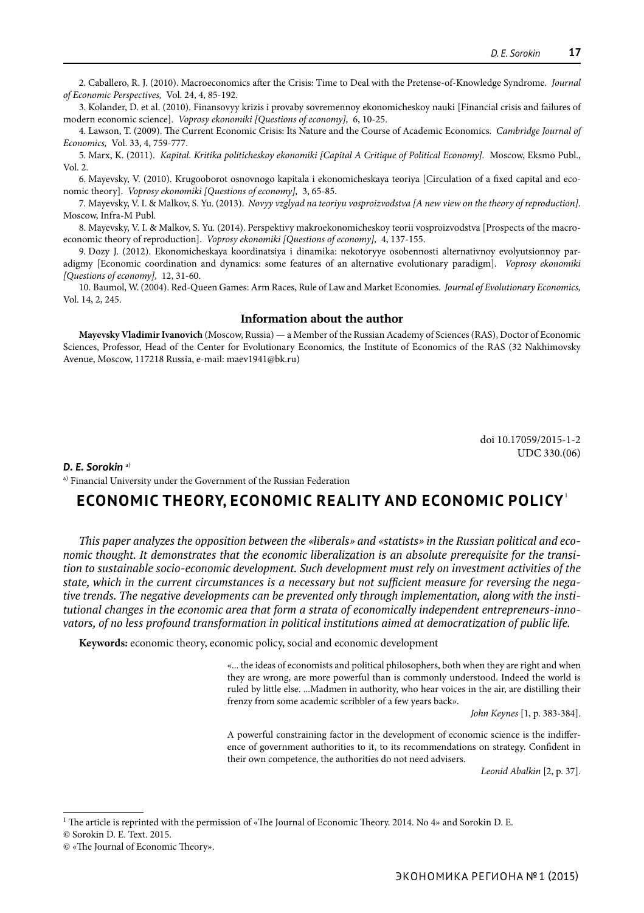2. Caballero, R. J. (2010). Macroeconomics after the Crisis: Time to Deal with the Pretense-of-Knowledge Syndrome. *Journal of Economic Perspectives,* Vol. 24, 4, 85-192.

3. Kolander, D. et al. (2010). Finansovyy krizis i provaby sovremennoy ekonomicheskoy nauki [Financial crisis and failures of modern economic science]. *Voprosy ekonomiki [Questions of economy],* 6, 10-25.

4. Lawson, T. (2009). The Current Economic Crisis: Its Nature and the Course of Academic Economics. *Cambridge Journal of Economics,* Vol. 33, 4, 759-777.

5. Marx, K. (2011). *Kapital. Kritika politicheskoy ekonomiki [Capital A Critique of Political Economy].* Moscow, Eksmo Publ., Vol. 2.

6. Mayevsky, V. (2010). Krugooborot osnovnogo kapitala i ekonomicheskaya teoriya [Circulation of a fixed capital and economic theory]. *Voprosy ekonomiki [Questions of economy],* 3, 65-85.

7. Mayevsky, V. I. & Malkov, S. Yu. (2013). *Novyy vzglyad na teoriyu vosproizvodstva [A new view on the theory of reproduction].* Moscow, Infra-M Publ.

8. Mayevsky, V. I. & Malkov, S. Yu. (2014). Perspektivy makroekonomicheskoy teorii vosproizvodstva [Prospects of the macroeconomic theory of reproduction]. *Voprosy ekonomiki [Questions of economy],* 4, 137-155.

9. Dozy J. (2012). Ekonomicheskaya koordinatsiya i dinamika: nekotoryye osobennosti alternativnoy evolyutsionnoy paradigmy [Economic coordination and dynamics: some features of an alternative evolutionary paradigm]. *Voprosy ekonomiki [Questions of economy],* 12, 31-60.

10. Baumol, W. (2004). Red-Queen Games: Arm Races, Rule of Law and Market Economies. *Journal of Evolutionary Economics,* Vol. 14, 2, 245.

### Information about the author

**Mayevsky Vladimir Ivanovich** (Moscow, Russia) — a Member of the Russian Academy of Sciences (RAS), Doctor of Economic Sciences, Professor, Head of the Center for Evolutionary Economics, the Institute of Economics of the RAS (32 Nakhimovsky Avenue, Moscow, 117218 Russia, e-mail: maev1941@bk.ru)

doi 10.17059/2015-1-2
UDC 330.(06)

***D. E. Sorokin*** [a]

[a] Financial University under the Government of the Russian Federation

# ECONOMIC THEORY, ECONOMIC REALITY AND ECONOMIC POLICY [1]

*This paper analyzes the opposition between the «liberals» and «statists» in the Russian political and economic thought. It demonstrates that the economic liberalization is an absolute prerequisite for the transition to sustainable socio-economic development. Such development must rely on investment activities of the state, which in the current circumstances is a necessary but not sufficient measure for reversing the negative trends. The negative developments can be prevented only through implementation, along with the institutional changes in the economic area that form a strata of economically independent entrepreneurs-innovators, of no less profound transformation in political institutions aimed at democratization of public life.*

**Keywords:** economic theory, economic policy, social and economic development

> «... the ideas of economists and political philosophers, both when they are right and when they are wrong, are more powerful than is commonly understood. Indeed the world is ruled by little else. ...Madmen in authority, who hear voices in the air, are distilling their frenzy from some academic scribbler of a few years back».
>
> *John Keynes* [1, p. 383-384].

> A powerful constraining factor in the development of economic science is the indifference of government authorities to it, to its recommendations on strategy. Confident in their own competence, the authorities do not need advisers.
>
> *Leonid Abalkin* [2, p. 37].

---

[1] The article is reprinted with the permission of «The Journal of Economic Theory. 2014. No 4» and Sorokin D. E.

© Sorokin D. E. Text. 2015.

© «The Journal of Economic Theory».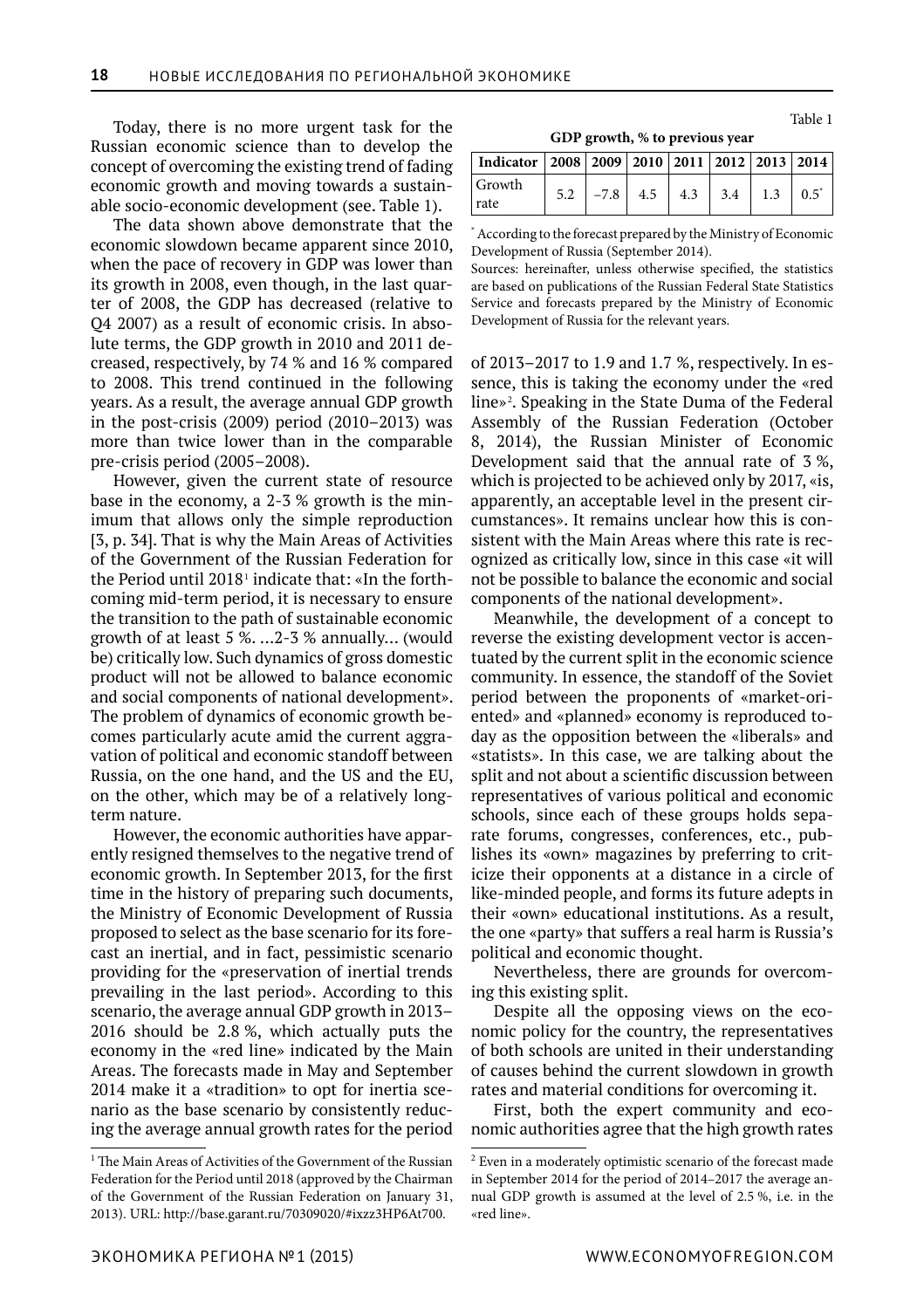Today, there is no more urgent task for the Russian economic science than to develop the concept of overcoming the existing trend of fading economic growth and moving towards a sustainable socio-economic development (see. Table 1).

Table 1

**GDP growth, % to previous year**

| Indicator | 2008 | 2009 | 2010 | 2011 | 2012 | 2013 | 2014 |
|---|---|---|---|---|---|---|---|
| Growth rate | 5.2 | –7.8 | 4.5 | 4.3 | 3.4 | 1.3 | 0.5* |

\* According to the forecast prepared by the Ministry of Economic Development of Russia (September 2014).

Sources: hereinafter, unless otherwise specified, the statistics are based on publications of the Russian Federal State Statistics Service and forecasts prepared by the Ministry of Economic Development of Russia for the relevant years.

The data shown above demonstrate that the economic slowdown became apparent since 2010, when the pace of recovery in GDP was lower than its growth in 2008, even though, in the last quarter of 2008, the GDP has decreased (relative to Q4 2007) as a result of economic crisis. In absolute terms, the GDP growth in 2010 and 2011 decreased, respectively, by 74 % and 16 % compared to 2008. This trend continued in the following years. As a result, the average annual GDP growth in the post-crisis (2009) period (2010–2013) was more than twice lower than in the comparable pre-crisis period (2005–2008).

However, given the current state of resource base in the economy, a 2-3 % growth is the minimum that allows only the simple reproduction [3, p. 34]. That is why the Main Areas of Activities of the Government of the Russian Federation for the Period until 2018[1] indicate that: «In the forthcoming mid-term period, it is necessary to ensure the transition to the path of sustainable economic growth of at least 5 %. ...2-3 % annually... (would be) critically low. Such dynamics of gross domestic product will not be allowed to balance economic and social components of national development». The problem of dynamics of economic growth becomes particularly acute amid the current aggravation of political and economic standoff between Russia, on the one hand, and the US and the EU, on the other, which may be of a relatively long-term nature.

However, the economic authorities have apparently resigned themselves to the negative trend of economic growth. In September 2013, for the first time in the history of preparing such documents, the Ministry of Economic Development of Russia proposed to select as the base scenario for its forecast an inertial, and in fact, pessimistic scenario providing for the «preservation of inertial trends prevailing in the last period». According to this scenario, the average annual GDP growth in 2013–2016 should be 2.8 %, which actually puts the economy in the «red line» indicated by the Main Areas. The forecasts made in May and September 2014 make it a «tradition» to opt for inertia scenario as the base scenario by consistently reducing the average annual growth rates for the period of 2013–2017 to 1.9 and 1.7 %, respectively. In essence, this is taking the economy under the «red line»[2]. Speaking in the State Duma of the Federal Assembly of the Russian Federation (October 8, 2014), the Russian Minister of Economic Development said that the annual rate of 3 %, which is projected to be achieved only by 2017, «is, apparently, an acceptable level in the present circumstances». It remains unclear how this is consistent with the Main Areas where this rate is recognized as critically low, since in this case «it will not be possible to balance the economic and social components of the national development».

Meanwhile, the development of a concept to reverse the existing development vector is accentuated by the current split in the economic science community. In essence, the standoff of the Soviet period between the proponents of «market-oriented» and «planned» economy is reproduced today as the opposition between the «liberals» and «statists». In this case, we are talking about the split and not about a scientific discussion between representatives of various political and economic schools, since each of these groups holds separate forums, congresses, conferences, etc., publishes its «own» magazines by preferring to criticize their opponents at a distance in a circle of like-minded people, and forms its future adepts in their «own» educational institutions. As a result, the one «party» that suffers a real harm is Russia's political and economic thought.

Nevertheless, there are grounds for overcoming this existing split.

Despite all the opposing views on the economic policy for the country, the representatives of both schools are united in their understanding of causes behind the current slowdown in growth rates and material conditions for overcoming it.

First, both the expert community and economic authorities agree that the high growth rates

[1] The Main Areas of Activities of the Government of the Russian Federation for the Period until 2018 (approved by the Chairman of the Government of the Russian Federation on January 31, 2013). URL: http://base.garant.ru/70309020/#ixzz3HP6At700.

[2] Even in a moderately optimistic scenario of the forecast made in September 2014 for the period of 2014–2017 the average annual GDP growth is assumed at the level of 2.5 %, i.e. in the «red line».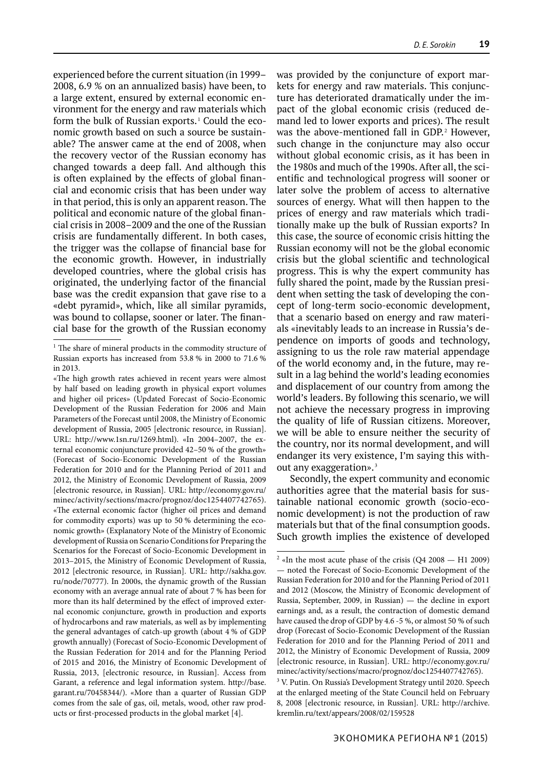experienced before the current situation (in 1999–2008, 6.9 % on an annualized basis) have been, to a large extent, ensured by external economic environment for the energy and raw materials which form the bulk of Russian exports.[1] Could the economic growth based on such a source be sustainable? The answer came at the end of 2008, when the recovery vector of the Russian economy has changed towards a deep fall. And although this is often explained by the effects of global financial and economic crisis that has been under way in that period, this is only an apparent reason. The political and economic nature of the global financial crisis in 2008–2009 and the one of the Russian crisis are fundamentally different. In both cases, the trigger was the collapse of financial base for the economic growth. However, in industrially developed countries, where the global crisis has originated, the underlying factor of the financial base was the credit expansion that gave rise to a «debt pyramid», which, like all similar pyramids, was bound to collapse, sooner or later. The financial base for the growth of the Russian economy was provided by the conjuncture of export markets for energy and raw materials. This conjuncture has deteriorated dramatically under the impact of the global economic crisis (reduced demand led to lower exports and prices). The result was the above-mentioned fall in GDP.[2] However, such change in the conjuncture may also occur without global economic crisis, as it has been in the 1980s and much of the 1990s. After all, the scientific and technological progress will sooner or later solve the problem of access to alternative sources of energy. What will then happen to the prices of energy and raw materials which traditionally make up the bulk of Russian exports? In this case, the source of economic crisis hitting the Russian economy will not be the global economic crisis but the global scientific and technological progress. This is why the expert community has fully shared the point, made by the Russian president when setting the task of developing the concept of long-term socio-economic development, that a scenario based on energy and raw materials «inevitably leads to an increase in Russia's dependence on imports of goods and technology, assigning to us the role raw material appendage of the world economy and, in the future, may result in a lag behind the world's leading economies and displacement of our country from among the world's leaders. By following this scenario, we will not achieve the necessary progress in improving the quality of life of Russian citizens. Moreover, we will be able to ensure neither the security of the country, nor its normal development, and will endanger its very existence, I'm saying this without any exaggeration».[3]

Secondly, the expert community and economic authorities agree that the material basis for sustainable national economic growth (socio-economic development) is not the production of raw materials but that of the final consumption goods. Such growth implies the existence of developed

---

[1] The share of mineral products in the commodity structure of Russian exports has increased from 53.8 % in 2000 to 71.6 % in 2013.

«The high growth rates achieved in recent years were almost by half based on leading growth in physical export volumes and higher oil prices» (Updated Forecast of Socio-Economic Development of the Russian Federation for 2006 and Main Parameters of the Forecast until 2008, the Ministry of Economic development of Russia, 2005 [electronic resource, in Russian]. URL: http://www.1sn.ru/1269.html). «In 2004–2007, the external economic conjuncture provided 42–50 % of the growth» (Forecast of Socio-Economic Development of the Russian Federation for 2010 and for the Planning Period of 2011 and 2012, the Ministry of Economic Development of Russia, 2009 [electronic resource, in Russian]. URL: http://economy.gov.ru/minec/activity/sections/macro/prognoz/doc1254407742765). «The external economic factor (higher oil prices and demand for commodity exports) was up to 50 % determining the economic growth» (Explanatory Note of the Ministry of Economic development of Russia on Scenario Conditions for Preparing the Scenarios for the Forecast of Socio-Economic Development in 2013–2015, the Ministry of Economic Development of Russia, 2012 [electronic resource, in Russian]. URL: http://sakha.gov.ru/node/70777). In 2000s, the dynamic growth of the Russian economy with an average annual rate of about 7 % has been for more than its half determined by the effect of improved external economic conjuncture, growth in production and exports of hydrocarbons and raw materials, as well as by implementing the general advantages of catch-up growth (about 4 % of GDP growth annually) (Forecast of Socio-Economic Development of the Russian Federation for 2014 and for the Planning Period of 2015 and 2016, the Ministry of Economic Development of Russia, 2013, [electronic resource, in Russian]. Access from Garant, a reference and legal information system. http://base.garant.ru/70458344/). «More than a quarter of Russian GDP comes from the sale of gas, oil, metals, wood, other raw products or first-processed products in the global market [4].

[2] «In the most acute phase of the crisis (Q4 2008 — H1 2009) — noted the Forecast of Socio-Economic Development of the Russian Federation for 2010 and for the Planning Period of 2011 and 2012 (Moscow, the Ministry of Economic development of Russia, September, 2009, in Russian) — the decline in export earnings and, as a result, the contraction of domestic demand have caused the drop of GDP by 4.6 -5 %, or almost 50 % of such drop (Forecast of Socio-Economic Development of the Russian Federation for 2010 and for the Planning Period of 2011 and 2012, the Ministry of Economic Development of Russia, 2009 [electronic resource, in Russian]. URL: http://economy.gov.ru/minec/activity/sections/macro/prognoz/doc1254407742765).

[3] V. Putin. On Russia's Development Strategy until 2020. Speech at the enlarged meeting of the State Council held on February 8, 2008 [electronic resource, in Russian]. URL: http://archive.kremlin.ru/text/appears/2008/02/159528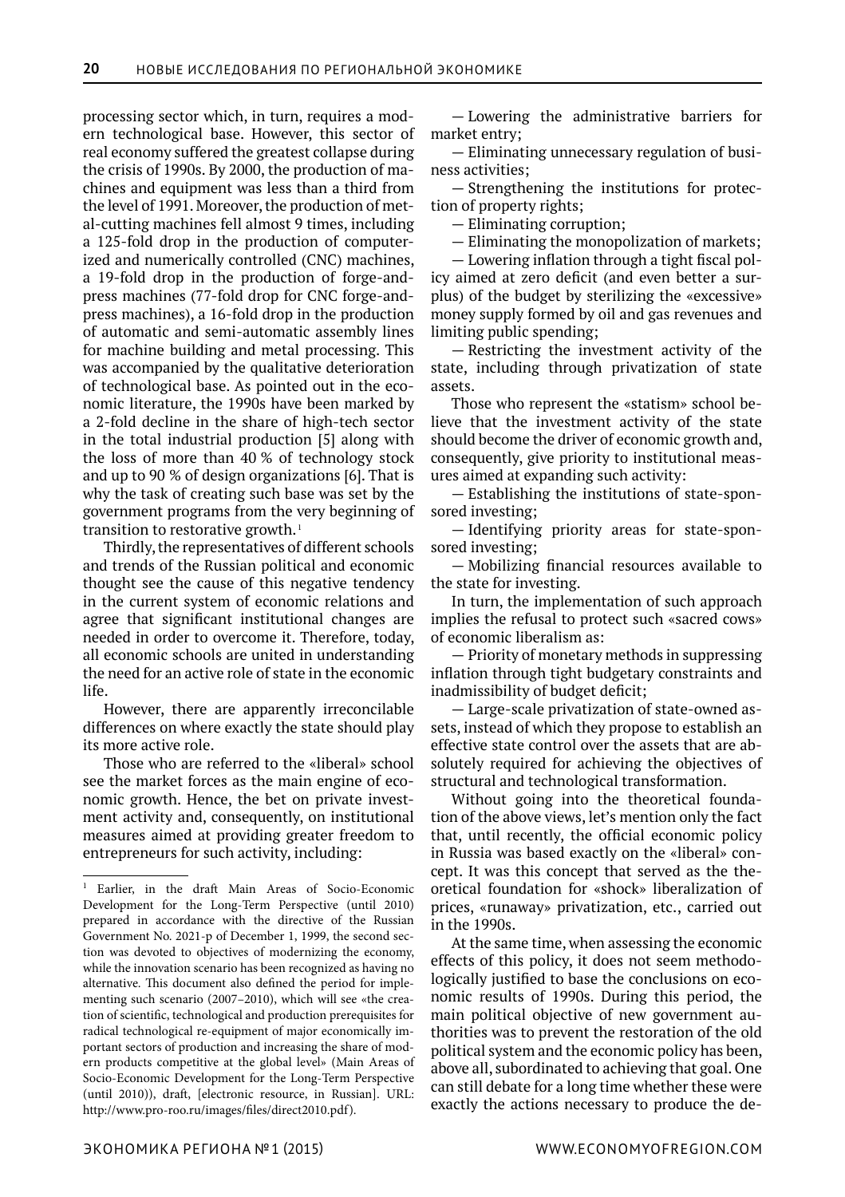processing sector which, in turn, requires a modern technological base. However, this sector of real economy suffered the greatest collapse during the crisis of 1990s. By 2000, the production of machines and equipment was less than a third from the level of 1991. Moreover, the production of metal-cutting machines fell almost 9 times, including a 125-fold drop in the production of computerized and numerically controlled (CNC) machines, a 19-fold drop in the production of forge-and-press machines (77-fold drop for CNC forge-and-press machines), a 16-fold drop in the production of automatic and semi-automatic assembly lines for machine building and metal processing. This was accompanied by the qualitative deterioration of technological base. As pointed out in the economic literature, the 1990s have been marked by a 2-fold decline in the share of high-tech sector in the total industrial production [5] along with the loss of more than 40 % of technology stock and up to 90 % of design organizations [6]. That is why the task of creating such base was set by the government programs from the very beginning of transition to restorative growth. [1]

Thirdly, the representatives of different schools and trends of the Russian political and economic thought see the cause of this negative tendency in the current system of economic relations and agree that significant institutional changes are needed in order to overcome it. Therefore, today, all economic schools are united in understanding the need for an active role of state in the economic life.

However, there are apparently irreconcilable differences on where exactly the state should play its more active role.

Those who are referred to the «liberal» school see the market forces as the main engine of economic growth. Hence, the bet on private investment activity and, consequently, on institutional measures aimed at providing greater freedom to entrepreneurs for such activity, including:

— Lowering the administrative barriers for market entry;

— Eliminating unnecessary regulation of business activities;

— Strengthening the institutions for protection of property rights;

— Eliminating corruption;

— Eliminating the monopolization of markets;

— Lowering inflation through a tight fiscal policy aimed at zero deficit (and even better a surplus) of the budget by sterilizing the «excessive» money supply formed by oil and gas revenues and limiting public spending;

— Restricting the investment activity of the state, including through privatization of state assets.

Those who represent the «statism» school believe that the investment activity of the state should become the driver of economic growth and, consequently, give priority to institutional measures aimed at expanding such activity:

— Establishing the institutions of state-sponsored investing;

— Identifying priority areas for state-sponsored investing;

— Mobilizing financial resources available to the state for investing.

In turn, the implementation of such approach implies the refusal to protect such «sacred cows» of economic liberalism as:

— Priority of monetary methods in suppressing inflation through tight budgetary constraints and inadmissibility of budget deficit;

— Large-scale privatization of state-owned assets, instead of which they propose to establish an effective state control over the assets that are absolutely required for achieving the objectives of structural and technological transformation.

Without going into the theoretical foundation of the above views, let's mention only the fact that, until recently, the official economic policy in Russia was based exactly on the «liberal» concept. It was this concept that served as the theoretical foundation for «shock» liberalization of prices, «runaway» privatization, etc., carried out in the 1990s.

At the same time, when assessing the economic effects of this policy, it does not seem methodologically justified to base the conclusions on economic results of 1990s. During this period, the main political objective of new government authorities was to prevent the restoration of the old political system and the economic policy has been, above all, subordinated to achieving that goal. One can still debate for a long time whether these were exactly the actions necessary to produce the de-

---

[1] Earlier, in the draft Main Areas of Socio-Economic Development for the Long-Term Perspective (until 2010) prepared in accordance with the directive of the Russian Government No. 2021-р of December 1, 1999, the second section was devoted to objectives of modernizing the economy, while the innovation scenario has been recognized as having no alternative. This document also defined the period for implementing such scenario (2007–2010), which will see «the creation of scientific, technological and production prerequisites for radical technological re-equipment of major economically important sectors of production and increasing the share of modern products competitive at the global level» (Main Areas of Socio-Economic Development for the Long-Term Perspective (until 2010)), draft, [electronic resource, in Russian]. URL: http://www.pro-roo.ru/images/files/direct2010.pdf).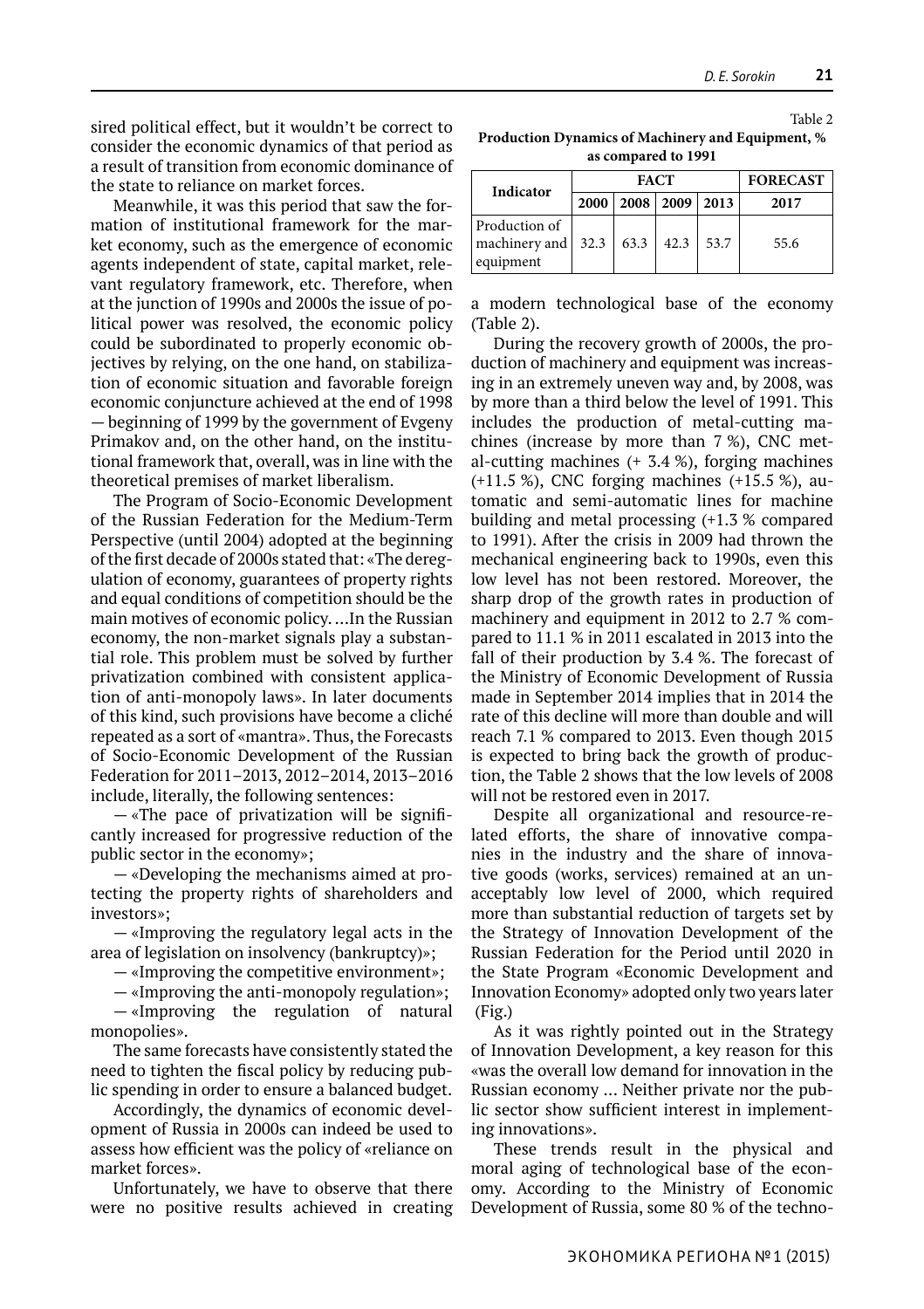sired political effect, but it wouldn't be correct to consider the economic dynamics of that period as a result of transition from economic dominance of the state to reliance on market forces.

Meanwhile, it was this period that saw the formation of institutional framework for the market economy, such as the emergence of economic agents independent of state, capital market, relevant regulatory framework, etc. Therefore, when at the junction of 1990s and 2000s the issue of political power was resolved, the economic policy could be subordinated to properly economic objectives by relying, on the one hand, on stabilization of economic situation and favorable foreign economic conjuncture achieved at the end of 1998 — beginning of 1999 by the government of Evgeny Primakov and, on the other hand, on the institutional framework that, overall, was in line with the theoretical premises of market liberalism.

The Program of Socio-Economic Development of the Russian Federation for the Medium-Term Perspective (until 2004) adopted at the beginning of the first decade of 2000s stated that: «The deregulation of economy, guarantees of property rights and equal conditions of competition should be the main motives of economic policy. ...In the Russian economy, the non-market signals play a substantial role. This problem must be solved by further privatization combined with consistent application of anti-monopoly laws». In later documents of this kind, such provisions have become a cliché repeated as a sort of «mantra». Thus, the Forecasts of Socio-Economic Development of the Russian Federation for 2011–2013, 2012–2014, 2013–2016 include, literally, the following sentences:

— «The pace of privatization will be significantly increased for progressive reduction of the public sector in the economy»;

— «Developing the mechanisms aimed at protecting the property rights of shareholders and investors»;

— «Improving the regulatory legal acts in the area of legislation on insolvency (bankruptcy)»;

— «Improving the competitive environment»;

— «Improving the anti-monopoly regulation»;

— «Improving the regulation of natural monopolies».

The same forecasts have consistently stated the need to tighten the fiscal policy by reducing public spending in order to ensure a balanced budget.

Accordingly, the dynamics of economic development of Russia in 2000s can indeed be used to assess how efficient was the policy of «reliance on market forces».

Unfortunately, we have to observe that there were no positive results achieved in creating a modern technological base of the economy (Table 2).

Table 2

**Production Dynamics of Machinery and Equipment, % as compared to 1991**

| Indicator | FACT | | | | FORECAST |
|---|---|---|---|---|---|
| | 2000 | 2008 | 2009 | 2013 | 2017 |
| Production of machinery and equipment | 32.3 | 63.3 | 42.3 | 53.7 | 55.6 |

During the recovery growth of 2000s, the production of machinery and equipment was increasing in an extremely uneven way and, by 2008, was by more than a third below the level of 1991. This includes the production of metal-cutting machines (increase by more than 7 %), CNC metal-cutting machines (+ 3.4 %), forging machines (+11.5 %), CNC forging machines (+15.5 %), automatic and semi-automatic lines for machine building and metal processing (+1.3 % compared to 1991). After the crisis in 2009 had thrown the mechanical engineering back to 1990s, even this low level has not been restored. Moreover, the sharp drop of the growth rates in production of machinery and equipment in 2012 to 2.7 % compared to 11.1 % in 2011 escalated in 2013 into the fall of their production by 3.4 %. The forecast of the Ministry of Economic Development of Russia made in September 2014 implies that in 2014 the rate of this decline will more than double and will reach 7.1 % compared to 2013. Even though 2015 is expected to bring back the growth of production, the Table 2 shows that the low levels of 2008 will not be restored even in 2017.

Despite all organizational and resource-related efforts, the share of innovative companies in the industry and the share of innovative goods (works, services) remained at an unacceptably low level of 2000, which required more than substantial reduction of targets set by the Strategy of Innovation Development of the Russian Federation for the Period until 2020 in the State Program «Economic Development and Innovation Economy» adopted only two years later (Fig.)

As it was rightly pointed out in the Strategy of Innovation Development, a key reason for this «was the overall low demand for innovation in the Russian economy ... Neither private nor the public sector show sufficient interest in implementing innovations».

These trends result in the physical and moral aging of technological base of the economy. According to the Ministry of Economic Development of Russia, some 80 % of the techno-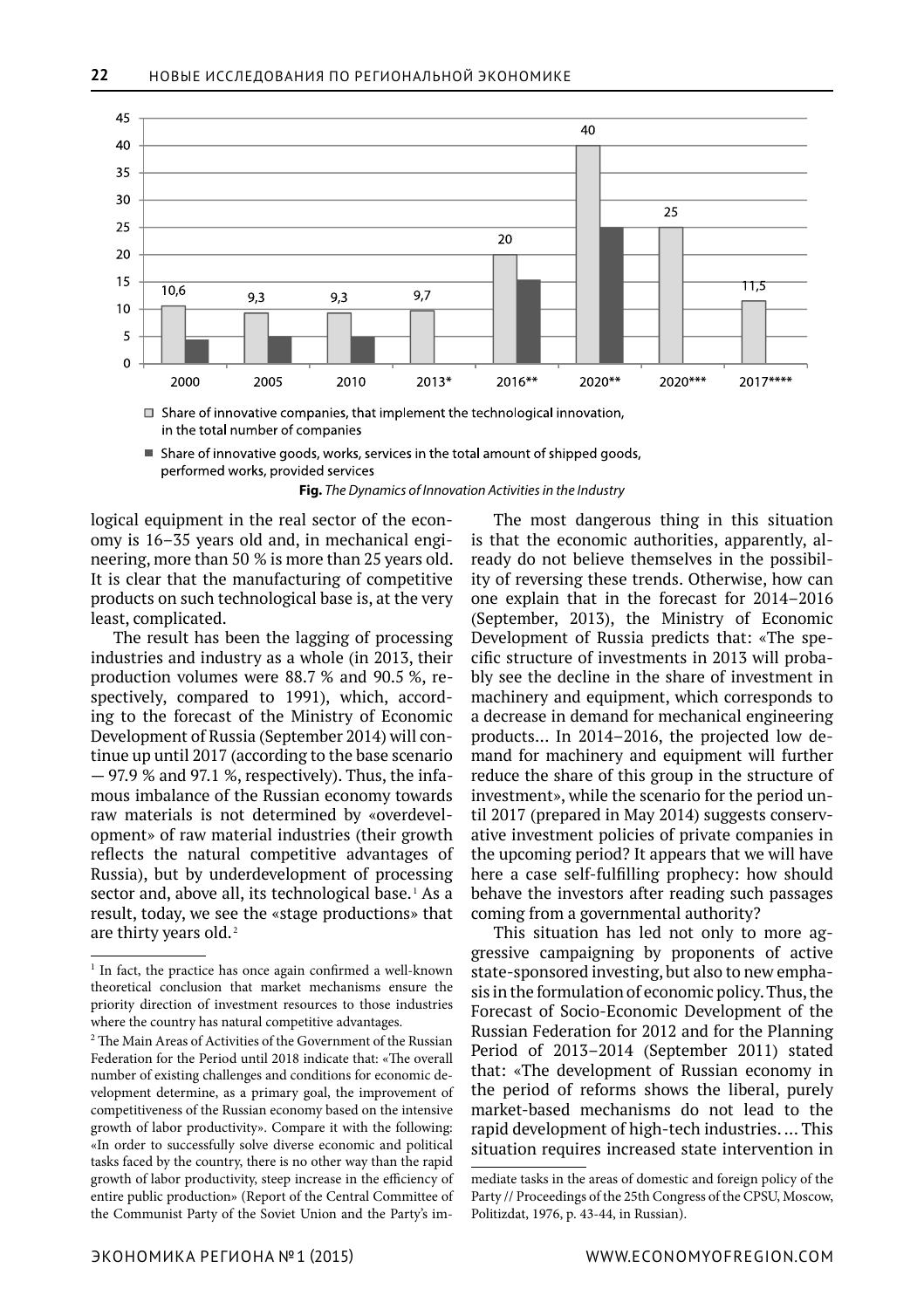□ Share of innovative companies, that implement the technological innovation, in the total number of companies

■ Share of innovative goods, works, services in the total amount of shipped goods, performed works, provided services

**Fig.** *The Dynamics of Innovation Activities in the Industry*

logical equipment in the real sector of the economy is 16–35 years old and, in mechanical engineering, more than 50 % is more than 25 years old. It is clear that the manufacturing of competitive products on such technological base is, at the very least, complicated.

The result has been the lagging of processing industries and industry as a whole (in 2013, their production volumes were 88.7 % and 90.5 %, respectively, compared to 1991), which, according to the forecast of the Ministry of Economic Development of Russia (September 2014) will continue up until 2017 (according to the base scenario — 97.9 % and 97.1 %, respectively). Thus, the infamous imbalance of the Russian economy towards raw materials is not determined by «overdevelopment» of raw material industries (their growth reflects the natural competitive advantages of Russia), but by underdevelopment of processing sector and, above all, its technological base.[1] As a result, today, we see the «stage productions» that are thirty years old.[2]

The most dangerous thing in this situation is that the economic authorities, apparently, already do not believe themselves in the possibility of reversing these trends. Otherwise, how can one explain that in the forecast for 2014–2016 (September, 2013), the Ministry of Economic Development of Russia predicts that: «The specific structure of investments in 2013 will probably see the decline in the share of investment in machinery and equipment, which corresponds to a decrease in demand for mechanical engineering products... In 2014–2016, the projected low demand for machinery and equipment will further reduce the share of this group in the structure of investment», while the scenario for the period until 2017 (prepared in May 2014) suggests conservative investment policies of private companies in the upcoming period? It appears that we will have here a case self-fulfilling prophecy: how should behave the investors after reading such passages coming from a governmental authority?

This situation has led not only to more aggressive campaigning by proponents of active state-sponsored investing, but also to new emphasis in the formulation of economic policy. Thus, the Forecast of Socio-Economic Development of the Russian Federation for 2012 and for the Planning Period of 2013–2014 (September 2011) stated that: «The development of Russian economy in the period of reforms shows the liberal, purely market-based mechanisms do not lead to the rapid development of high-tech industries. ... This situation requires increased state intervention in

---

[1] In fact, the practice has once again confirmed a well-known theoretical conclusion that market mechanisms ensure the priority direction of investment resources to those industries where the country has natural competitive advantages.

[2] The Main Areas of Activities of the Government of the Russian Federation for the Period until 2018 indicate that: «The overall number of existing challenges and conditions for economic development determine, as a primary goal, the improvement of competitiveness of the Russian economy based on the intensive growth of labor productivity». Compare it with the following: «In order to successfully solve diverse economic and political tasks faced by the country, there is no other way than the rapid growth of labor productivity, steep increase in the efficiency of entire public production» (Report of the Central Committee of the Communist Party of the Soviet Union and the Party's immediate tasks in the areas of domestic and foreign policy of the Party // Proceedings of the 25th Congress of the CPSU, Moscow, Politizdat, 1976, p. 43-44, in Russian).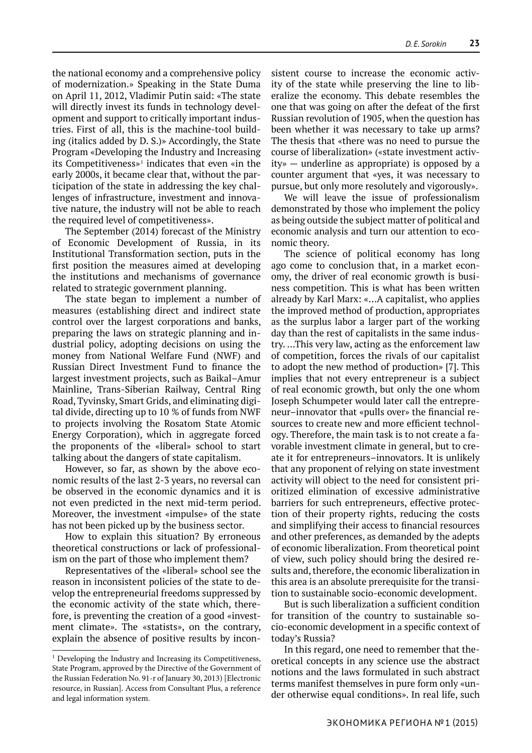the national economy and a comprehensive policy of modernization.» Speaking in the State Duma on April 11, 2012, Vladimir Putin said: «The state will directly invest its funds in technology development and support to critically important industries. First of all, this is the machine-tool building (italics added by D. S.)» Accordingly, the State Program «Developing the Industry and Increasing its Competitiveness»[1] indicates that even «in the early 2000s, it became clear that, without the participation of the state in addressing the key challenges of infrastructure, investment and innovative nature, the industry will not be able to reach the required level of competitiveness».

The September (2014) forecast of the Ministry of Economic Development of Russia, in its Institutional Transformation section, puts in the first position the measures aimed at developing the institutions and mechanisms of governance related to strategic government planning.

The state began to implement a number of measures (establishing direct and indirect state control over the largest corporations and banks, preparing the laws on strategic planning and industrial policy, adopting decisions on using the money from National Welfare Fund (NWF) and Russian Direct Investment Fund to finance the largest investment projects, such as Baikal–Amur Mainline, Trans-Siberian Railway, Central Ring Road, Tyvinsky, Smart Grids, and eliminating digital divide, directing up to 10 % of funds from NWF to projects involving the Rosatom State Atomic Energy Corporation), which in aggregate forced the proponents of the «liberal» school to start talking about the dangers of state capitalism.

However, so far, as shown by the above economic results of the last 2-3 years, no reversal can be observed in the economic dynamics and it is not even predicted in the next mid-term period. Moreover, the investment «impulse» of the state has not been picked up by the business sector.

How to explain this situation? By erroneous theoretical constructions or lack of professionalism on the part of those who implement them?

Representatives of the «liberal» school see the reason in inconsistent policies of the state to develop the entrepreneurial freedoms suppressed by the economic activity of the state which, therefore, is preventing the creation of a good «investment climate». The «statists», on the contrary, explain the absence of positive results by inconsistent course to increase the economic activity of the state while preserving the line to liberalize the economy. This debate resembles the one that was going on after the defeat of the first Russian revolution of 1905, when the question has been whether it was necessary to take up arms? The thesis that «there was no need to pursue the course of liberalization» («state investment activity» — underline as appropriate) is opposed by a counter argument that «yes, it was necessary to pursue, but only more resolutely and vigorously».

We will leave the issue of professionalism demonstrated by those who implement the policy as being outside the subject matter of political and economic analysis and turn our attention to economic theory.

The science of political economy has long ago come to conclusion that, in a market economy, the driver of real economic growth is business competition. This is what has been written already by Karl Marx: «…A capitalist, who applies the improved method of production, appropriates as the surplus labor a larger part of the working day than the rest of capitalists in the same industry. …This very law, acting as the enforcement law of competition, forces the rivals of our capitalist to adopt the new method of production» [7]. This implies that not every entrepreneur is a subject of real economic growth, but only the one whom Joseph Schumpeter would later call the entrepreneur–innovator that «pulls over» the financial resources to create new and more efficient technology. Therefore, the main task is to not create a favorable investment climate in general, but to create it for entrepreneurs–innovators. It is unlikely that any proponent of relying on state investment activity will object to the need for consistent prioritized elimination of excessive administrative barriers for such entrepreneurs, effective protection of their property rights, reducing the costs and simplifying their access to financial resources and other preferences, as demanded by the adepts of economic liberalization. From theoretical point of view, such policy should bring the desired results and, therefore, the economic liberalization in this area is an absolute prerequisite for the transition to sustainable socio-economic development.

But is such liberalization a sufficient condition for transition of the country to sustainable socio-economic development in a specific context of today's Russia?

In this regard, one need to remember that theoretical concepts in any science use the abstract notions and the laws formulated in such abstract terms manifest themselves in pure form only «under otherwise equal conditions». In real life, such

[1] Developing the Industry and Increasing its Competitiveness, State Program, approved by the Directive of the Government of the Russian Federation No. 91-r of January 30, 2013) [Electronic resource, in Russian]. Access from Consultant Plus, a reference and legal information system.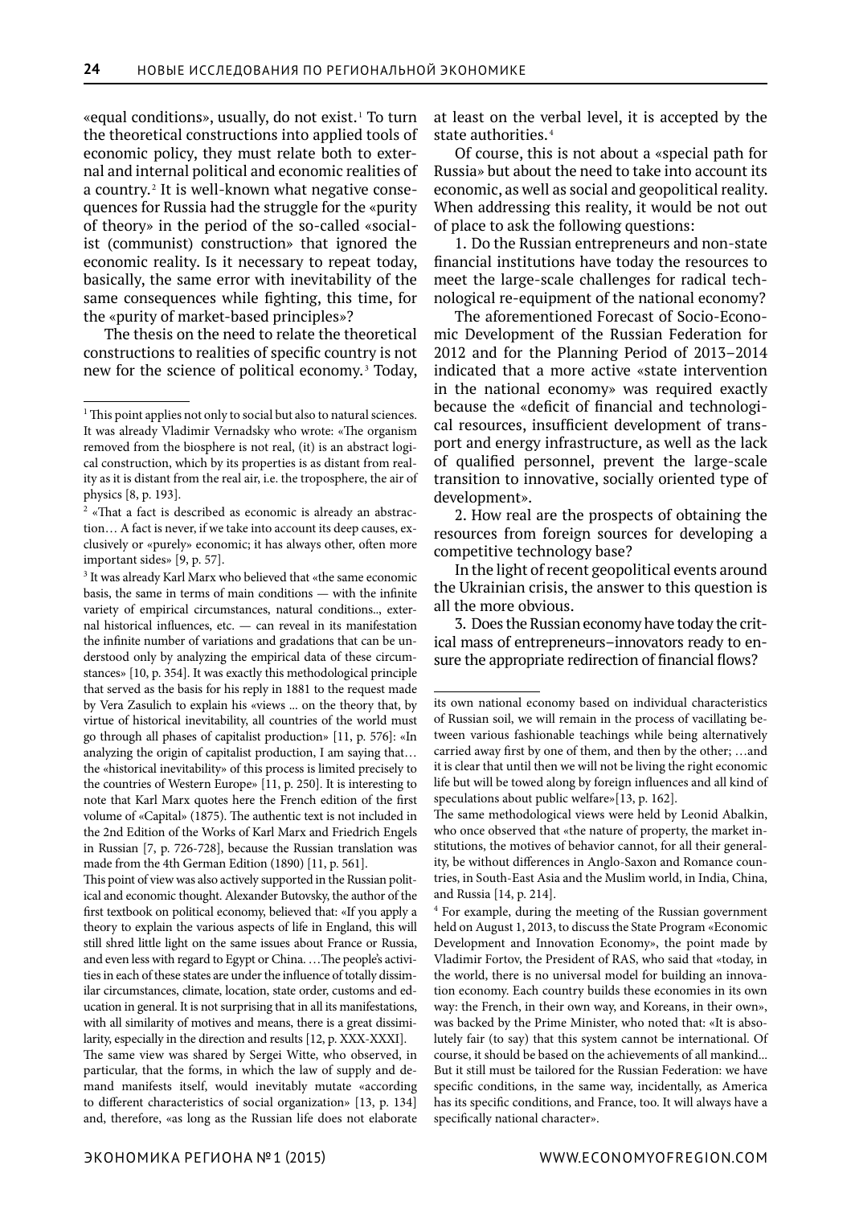«equal conditions», usually, do not exist.[1] To turn the theoretical constructions into applied tools of economic policy, they must relate both to external and internal political and economic realities of a country.[2] It is well-known what negative consequences for Russia had the struggle for the «purity of theory» in the period of the so-called «socialist (communist) construction» that ignored the economic reality. Is it necessary to repeat today, basically, the same error with inevitability of the same consequences while fighting, this time, for the «purity of market-based principles»?

The thesis on the need to relate the theoretical constructions to realities of specific country is not new for the science of political economy.[3] Today, at least on the verbal level, it is accepted by the state authorities.[4]

Of course, this is not about a «special path for Russia» but about the need to take into account its economic, as well as social and geopolitical reality. When addressing this reality, it would be not out of place to ask the following questions:

1. Do the Russian entrepreneurs and non-state financial institutions have today the resources to meet the large-scale challenges for radical technological re-equipment of the national economy?

The aforementioned Forecast of Socio-Economic Development of the Russian Federation for 2012 and for the Planning Period of 2013–2014 indicated that a more active «state intervention in the national economy» was required exactly because the «deficit of financial and technological resources, insufficient development of transport and energy infrastructure, as well as the lack of qualified personnel, prevent the large-scale transition to innovative, socially oriented type of development».

2. How real are the prospects of obtaining the resources from foreign sources for developing a competitive technology base?

In the light of recent geopolitical events around the Ukrainian crisis, the answer to this question is all the more obvious.

3. Does the Russian economy have today the critical mass of entrepreneurs–innovators ready to ensure the appropriate redirection of financial flows?

---

[1] This point applies not only to social but also to natural sciences. It was already Vladimir Vernadsky who wrote: «The organism removed from the biosphere is not real, (it) is an abstract logical construction, which by its properties is as distant from reality as it is distant from the real air, i.e. the troposphere, the air of physics [8, p. 193].

[2] «That a fact is described as economic is already an abstraction… A fact is never, if we take into account its deep causes, exclusively or «purely» economic; it has always other, often more important sides» [9, p. 57].

[3] It was already Karl Marx who believed that «the same economic basis, the same in terms of main conditions — with the infinite variety of empirical circumstances, natural conditions.., external historical influences, etc. — can reveal in its manifestation the infinite number of variations and gradations that can be understood only by analyzing the empirical data of these circumstances» [10, p. 354]. It was exactly this methodological principle that served as the basis for his reply in 1881 to the request made by Vera Zasulich to explain his «views ... on the theory that, by virtue of historical inevitability, all countries of the world must go through all phases of capitalist production» [11, p. 576]: «In analyzing the origin of capitalist production, I am saying that… the «historical inevitability» of this process is limited precisely to the countries of Western Europe» [11, p. 250]. It is interesting to note that Karl Marx quotes here the French edition of the first volume of «Capital» (1875). The authentic text is not included in the 2nd Edition of the Works of Karl Marx and Friedrich Engels in Russian [7, p. 726-728], because the Russian translation was made from the 4th German Edition (1890) [11, p. 561].

This point of view was also actively supported in the Russian political and economic thought. Alexander Butovsky, the author of the first textbook on political economy, believed that: «If you apply a theory to explain the various aspects of life in England, this will still shred little light on the same issues about France or Russia, and even less with regard to Egypt or China. …The people's activities in each of these states are under the influence of totally dissimilar circumstances, climate, location, state order, customs and education in general. It is not surprising that in all its manifestations, with all similarity of motives and means, there is a great dissimilarity, especially in the direction and results [12, p. XXX-XXXI].

The same view was shared by Sergei Witte, who observed, in particular, that the forms, in which the law of supply and demand manifests itself, would inevitably mutate «according to different characteristics of social organization» [13, p. 134] and, therefore, «as long as the Russian life does not elaborate its own national economy based on individual characteristics of Russian soil, we will remain in the process of vacillating between various fashionable teachings while being alternatively carried away first by one of them, and then by the other; …and it is clear that until then we will not be living the right economic life but will be towed along by foreign influences and all kind of speculations about public welfare»[13, p. 162].

The same methodological views were held by Leonid Abalkin, who once observed that «the nature of property, the market institutions, the motives of behavior cannot, for all their generality, be without differences in Anglo-Saxon and Romance countries, in South-East Asia and the Muslim world, in India, China, and Russia [14, p. 214].

[4] For example, during the meeting of the Russian government held on August 1, 2013, to discuss the State Program «Economic Development and Innovation Economy», the point made by Vladimir Fortov, the President of RAS, who said that «today, in the world, there is no universal model for building an innovation economy. Each country builds these economies in its own way: the French, in their own way, and Koreans, in their own», was backed by the Prime Minister, who noted that: «It is absolutely fair (to say) that this system cannot be international. Of course, it should be based on the achievements of all mankind... But it still must be tailored for the Russian Federation: we have specific conditions, in the same way, incidentally, as America has its specific conditions, and France, too. It will always have a specifically national character».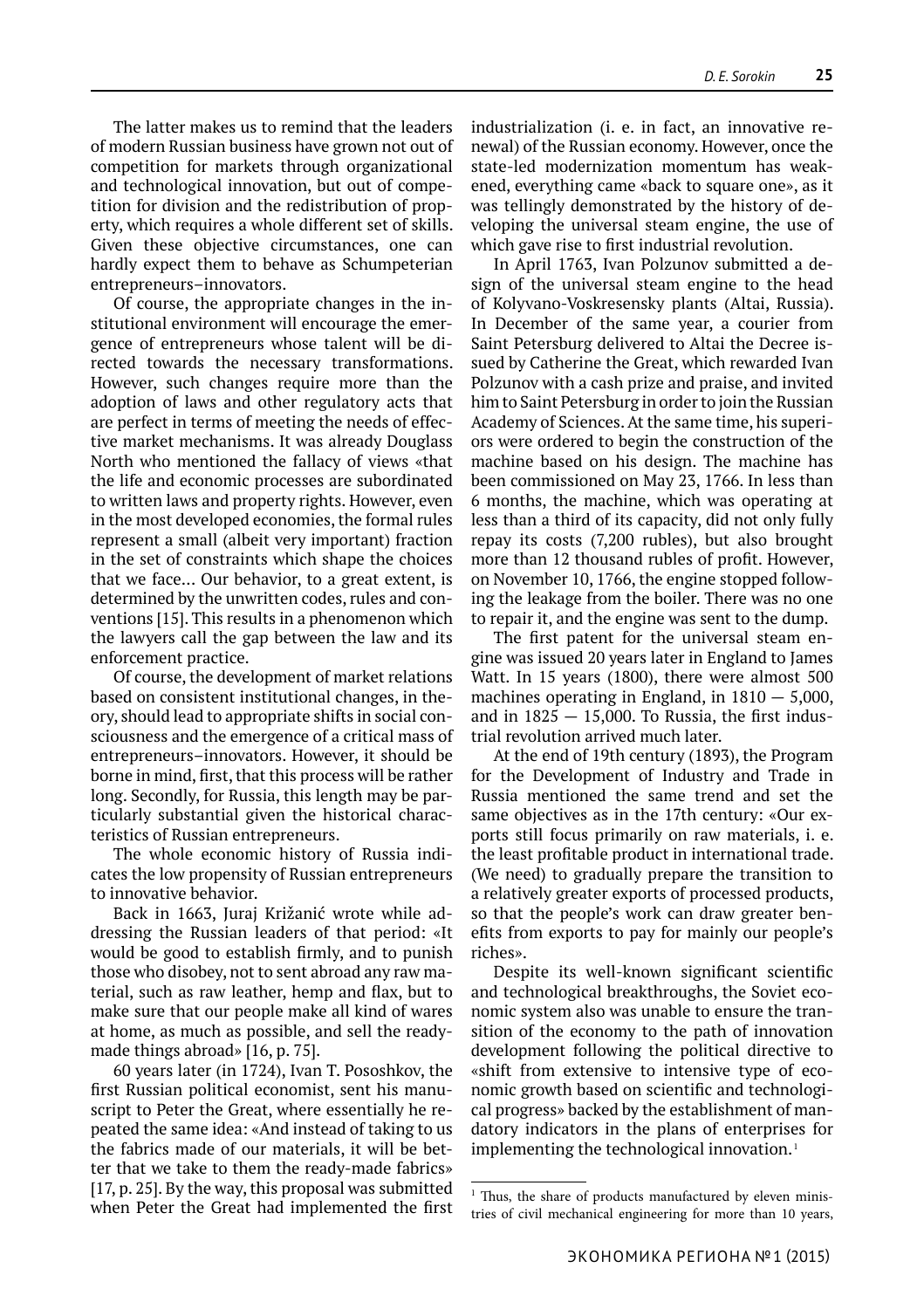The latter makes us to remind that the leaders of modern Russian business have grown not out of competition for markets through organizational and technological innovation, but out of competition for division and the redistribution of property, which requires a whole different set of skills. Given these objective circumstances, one can hardly expect them to behave as Schumpeterian entrepreneurs–innovators.

Of course, the appropriate changes in the institutional environment will encourage the emergence of entrepreneurs whose talent will be directed towards the necessary transformations. However, such changes require more than the adoption of laws and other regulatory acts that are perfect in terms of meeting the needs of effective market mechanisms. It was already Douglass North who mentioned the fallacy of views «that the life and economic processes are subordinated to written laws and property rights. However, even in the most developed economies, the formal rules represent a small (albeit very important) fraction in the set of constraints which shape the choices that we face… Our behavior, to a great extent, is determined by the unwritten codes, rules and conventions [15]. This results in a phenomenon which the lawyers call the gap between the law and its enforcement practice.

Of course, the development of market relations based on consistent institutional changes, in theory, should lead to appropriate shifts in social consciousness and the emergence of a critical mass of entrepreneurs–innovators. However, it should be borne in mind, first, that this process will be rather long. Secondly, for Russia, this length may be particularly substantial given the historical characteristics of Russian entrepreneurs.

The whole economic history of Russia indicates the low propensity of Russian entrepreneurs to innovative behavior.

Back in 1663, Juraj Križanić wrote while addressing the Russian leaders of that period: «It would be good to establish firmly, and to punish those who disobey, not to sent abroad any raw material, such as raw leather, hemp and flax, but to make sure that our people make all kind of wares at home, as much as possible, and sell the ready-made things abroad» [16, p. 75].

60 years later (in 1724), Ivan T. Pososhkov, the first Russian political economist, sent his manuscript to Peter the Great, where essentially he repeated the same idea: «And instead of taking to us the fabrics made of our materials, it will be better that we take to them the ready-made fabrics» [17, p. 25]. By the way, this proposal was submitted when Peter the Great had implemented the first industrialization (i. e. in fact, an innovative renewal) of the Russian economy. However, once the state-led modernization momentum has weakened, everything came «back to square one», as it was tellingly demonstrated by the history of developing the universal steam engine, the use of which gave rise to first industrial revolution.

In April 1763, Ivan Polzunov submitted a design of the universal steam engine to the head of Kolyvano-Voskresensky plants (Altai, Russia). In December of the same year, a courier from Saint Petersburg delivered to Altai the Decree issued by Catherine the Great, which rewarded Ivan Polzunov with a cash prize and praise, and invited him to Saint Petersburg in order to join the Russian Academy of Sciences. At the same time, his superiors were ordered to begin the construction of the machine based on his design. The machine has been commissioned on May 23, 1766. In less than 6 months, the machine, which was operating at less than a third of its capacity, did not only fully repay its costs (7,200 rubles), but also brought more than 12 thousand rubles of profit. However, on November 10, 1766, the engine stopped following the leakage from the boiler. There was no one to repair it, and the engine was sent to the dump.

The first patent for the universal steam engine was issued 20 years later in England to James Watt. In 15 years (1800), there were almost 500 machines operating in England, in 1810 — 5,000, and in 1825 — 15,000. To Russia, the first industrial revolution arrived much later.

At the end of 19th century (1893), the Program for the Development of Industry and Trade in Russia mentioned the same trend and set the same objectives as in the 17th century: «Our exports still focus primarily on raw materials, i. e. the least profitable product in international trade. (We need) to gradually prepare the transition to a relatively greater exports of processed products, so that the people's work can draw greater benefits from exports to pay for mainly our people's riches».

Despite its well-known significant scientific and technological breakthroughs, the Soviet economic system also was unable to ensure the transition of the economy to the path of innovation development following the political directive to «shift from extensive to intensive type of economic growth based on scientific and technological progress» backed by the establishment of mandatory indicators in the plans of enterprises for implementing the technological innovation.[1]

[1] Thus, the share of products manufactured by eleven ministries of civil mechanical engineering for more than 10 years,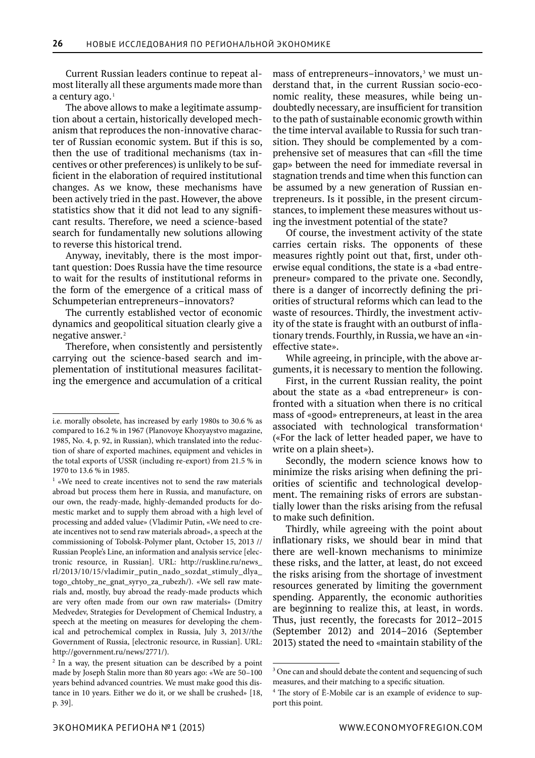Current Russian leaders continue to repeat almost literally all these arguments made more than a century ago.[1]

The above allows to make a legitimate assumption about a certain, historically developed mechanism that reproduces the non-innovative character of Russian economic system. But if this is so, then the use of traditional mechanisms (tax incentives or other preferences) is unlikely to be sufficient in the elaboration of required institutional changes. As we know, these mechanisms have been actively tried in the past. However, the above statistics show that it did not lead to any significant results. Therefore, we need a science-based search for fundamentally new solutions allowing to reverse this historical trend.

Anyway, inevitably, there is the most important question: Does Russia have the time resource to wait for the results of institutional reforms in the form of the emergence of a critical mass of Schumpeterian entrepreneurs–innovators?

The currently established vector of economic dynamics and geopolitical situation clearly give a negative answer.[2]

Therefore, when consistently and persistently carrying out the science-based search and implementation of institutional measures facilitating the emergence and accumulation of a critical mass of entrepreneurs–innovators,[3] we must understand that, in the current Russian socio-economic reality, these measures, while being undoubtedly necessary, are insufficient for transition to the path of sustainable economic growth within the time interval available to Russia for such transition. They should be complemented by a comprehensive set of measures that can «fill the time gap» between the need for immediate reversal in stagnation trends and time when this function can be assumed by a new generation of Russian entrepreneurs. Is it possible, in the present circumstances, to implement these measures without using the investment potential of the state?

Of course, the investment activity of the state carries certain risks. The opponents of these measures rightly point out that, first, under otherwise equal conditions, the state is a «bad entrepreneur» compared to the private one. Secondly, there is a danger of incorrectly defining the priorities of structural reforms which can lead to the waste of resources. Thirdly, the investment activity of the state is fraught with an outburst of inflationary trends. Fourthly, in Russia, we have an «ineffective state».

While agreeing, in principle, with the above arguments, it is necessary to mention the following.

First, in the current Russian reality, the point about the state as a «bad entrepreneur» is confronted with a situation when there is no critical mass of «good» entrepreneurs, at least in the area associated with technological transformation[4] («For the lack of letter headed paper, we have to write on a plain sheet»).

Secondly, the modern science knows how to minimize the risks arising when defining the priorities of scientific and technological development. The remaining risks of errors are substantially lower than the risks arising from the refusal to make such definition.

Thirdly, while agreeing with the point about inflationary risks, we should bear in mind that there are well-known mechanisms to minimize these risks, and the latter, at least, do not exceed the risks arising from the shortage of investment resources generated by limiting the government spending. Apparently, the economic authorities are beginning to realize this, at least, in words. Thus, just recently, the forecasts for 2012–2015 (September 2012) and 2014–2016 (September 2013) stated the need to «maintain stability of the

---

i.e. morally obsolete, has increased by early 1980s to 30.6 % as compared to 16.2 % in 1967 (Planovoye Khozyaystvo magazine, 1985, No. 4, p. 92, in Russian), which translated into the reduction of share of exported machines, equipment and vehicles in the total exports of USSR (including re-export) from 21.5 % in 1970 to 13.6 % in 1985.

[1] «We need to create incentives not to send the raw materials abroad but process them here in Russia, and manufacture, on our own, the ready-made, highly-demanded products for domestic market and to supply them abroad with a high level of processing and added value» (Vladimir Putin, «We need to create incentives not to send raw materials abroad», a speech at the commissioning of Tobolsk-Polymer plant, October 15, 2013 // Russian People's Line, an information and analysis service [electronic resource, in Russian]. URL: http://ruskline.ru/news_rl/2013/10/15/vladimir_putin_nado_sozdat_stimuly_dlya_togo_chtoby_ne_gnat_syryo_za_rubezh/). «We sell raw materials and, mostly, buy abroad the ready-made products which are very often made from our own raw materials» (Dmitry Medvedev, Strategies for Development of Chemical Industry, a speech at the meeting on measures for developing the chemical and petrochemical complex in Russia, July 3, 2013//the Government of Russia, [electronic resource, in Russian]. URL: http://government.ru/news/2771/).

[2] In a way, the present situation can be described by a point made by Joseph Stalin more than 80 years ago: «We are 50–100 years behind advanced countries. We must make good this distance in 10 years. Either we do it, or we shall be crushed» [18, p. 39].

[3] One can and should debate the content and sequencing of such measures, and their matching to a specific situation.

[4] The story of Ё-Mobile car is an example of evidence to support this point.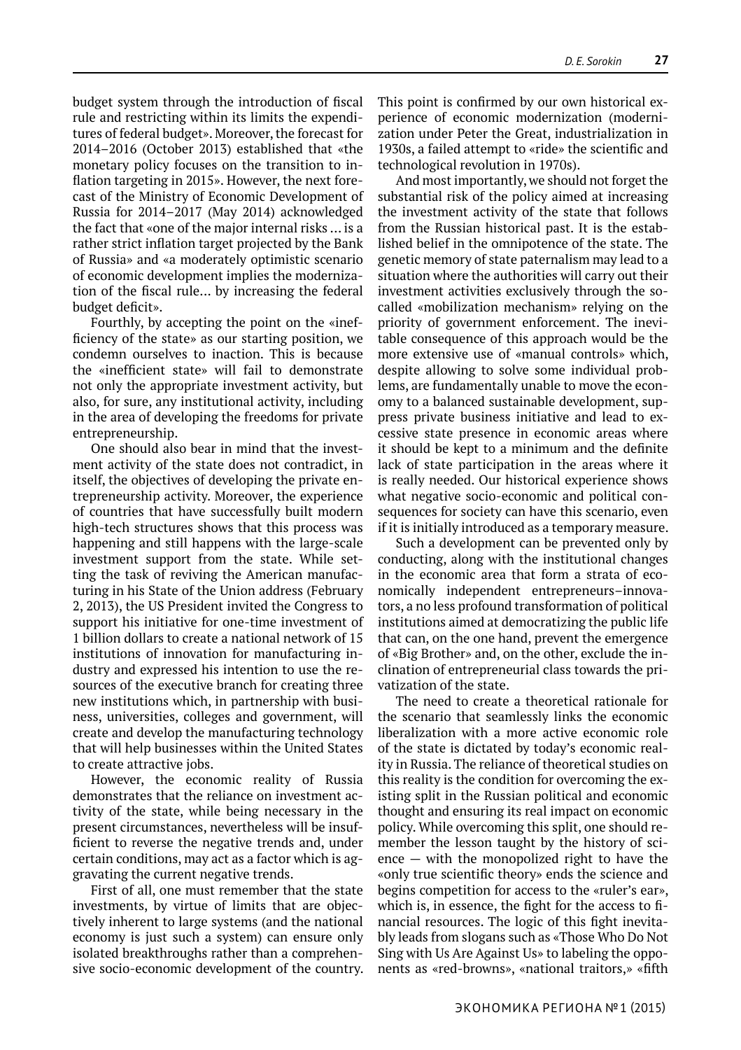budget system through the introduction of fiscal rule and restricting within its limits the expenditures of federal budget». Moreover, the forecast for 2014–2016 (October 2013) established that «the monetary policy focuses on the transition to inflation targeting in 2015». However, the next forecast of the Ministry of Economic Development of Russia for 2014–2017 (May 2014) acknowledged the fact that «one of the major internal risks ... is a rather strict inflation target projected by the Bank of Russia» and «a moderately optimistic scenario of economic development implies the modernization of the fiscal rule... by increasing the federal budget deficit».

Fourthly, by accepting the point on the «inefficiency of the state» as our starting position, we condemn ourselves to inaction. This is because the «inefficient state» will fail to demonstrate not only the appropriate investment activity, but also, for sure, any institutional activity, including in the area of developing the freedoms for private entrepreneurship.

One should also bear in mind that the investment activity of the state does not contradict, in itself, the objectives of developing the private entrepreneurship activity. Moreover, the experience of countries that have successfully built modern high-tech structures shows that this process was happening and still happens with the large-scale investment support from the state. While setting the task of reviving the American manufacturing in his State of the Union address (February 2, 2013), the US President invited the Congress to support his initiative for one-time investment of 1 billion dollars to create a national network of 15 institutions of innovation for manufacturing industry and expressed his intention to use the resources of the executive branch for creating three new institutions which, in partnership with business, universities, colleges and government, will create and develop the manufacturing technology that will help businesses within the United States to create attractive jobs.

However, the economic reality of Russia demonstrates that the reliance on investment activity of the state, while being necessary in the present circumstances, nevertheless will be insufficient to reverse the negative trends and, under certain conditions, may act as a factor which is aggravating the current negative trends.

First of all, one must remember that the state investments, by virtue of limits that are objectively inherent to large systems (and the national economy is just such a system) can ensure only isolated breakthroughs rather than a comprehensive socio-economic development of the country. This point is confirmed by our own historical experience of economic modernization (modernization under Peter the Great, industrialization in 1930s, a failed attempt to «ride» the scientific and technological revolution in 1970s).

And most importantly, we should not forget the substantial risk of the policy aimed at increasing the investment activity of the state that follows from the Russian historical past. It is the established belief in the omnipotence of the state. The genetic memory of state paternalism may lead to a situation where the authorities will carry out their investment activities exclusively through the so-called «mobilization mechanism» relying on the priority of government enforcement. The inevitable consequence of this approach would be the more extensive use of «manual controls» which, despite allowing to solve some individual problems, are fundamentally unable to move the economy to a balanced sustainable development, suppress private business initiative and lead to excessive state presence in economic areas where it should be kept to a minimum and the definite lack of state participation in the areas where it is really needed. Our historical experience shows what negative socio-economic and political consequences for society can have this scenario, even if it is initially introduced as a temporary measure.

Such a development can be prevented only by conducting, along with the institutional changes in the economic area that form a strata of economically independent entrepreneurs–innovators, a no less profound transformation of political institutions aimed at democratizing the public life that can, on the one hand, prevent the emergence of «Big Brother» and, on the other, exclude the inclination of entrepreneurial class towards the privatization of the state.

The need to create a theoretical rationale for the scenario that seamlessly links the economic liberalization with a more active economic role of the state is dictated by today's economic reality in Russia. The reliance of theoretical studies on this reality is the condition for overcoming the existing split in the Russian political and economic thought and ensuring its real impact on economic policy. While overcoming this split, one should remember the lesson taught by the history of science — with the monopolized right to have the «only true scientific theory» ends the science and begins competition for access to the «ruler's ear», which is, in essence, the fight for the access to financial resources. The logic of this fight inevitably leads from slogans such as «Those Who Do Not Sing with Us Are Against Us» to labeling the opponents as «red-browns», «national traitors,» «fifth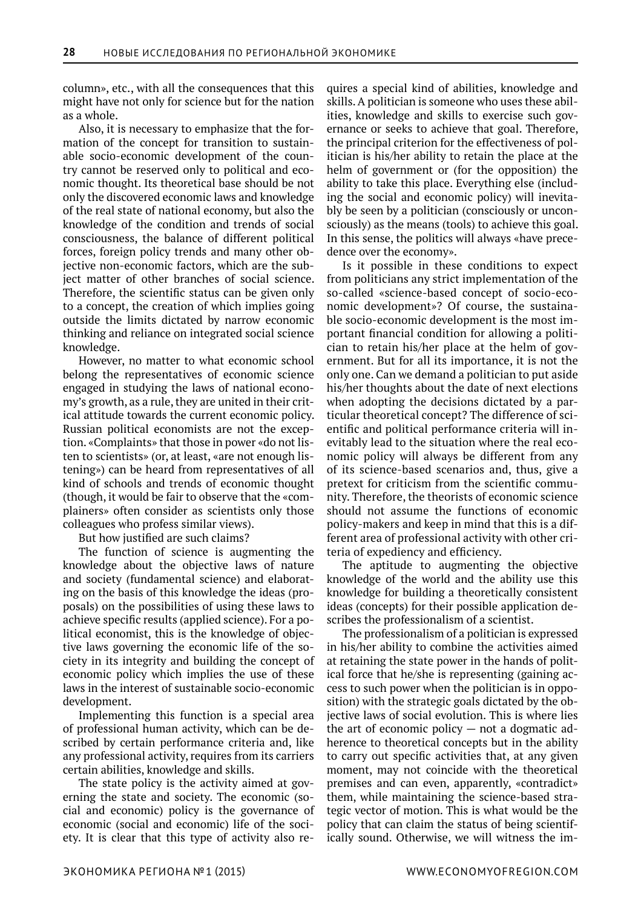column», etc., with all the consequences that this might have not only for science but for the nation as a whole.

Also, it is necessary to emphasize that the formation of the concept for transition to sustainable socio-economic development of the country cannot be reserved only to political and economic thought. Its theoretical base should be not only the discovered economic laws and knowledge of the real state of national economy, but also the knowledge of the condition and trends of social consciousness, the balance of different political forces, foreign policy trends and many other objective non-economic factors, which are the subject matter of other branches of social science. Therefore, the scientific status can be given only to a concept, the creation of which implies going outside the limits dictated by narrow economic thinking and reliance on integrated social science knowledge.

However, no matter to what economic school belong the representatives of economic science engaged in studying the laws of national economy's growth, as a rule, they are united in their critical attitude towards the current economic policy. Russian political economists are not the exception. «Complaints» that those in power «do not listen to scientists» (or, at least, «are not enough listening») can be heard from representatives of all kind of schools and trends of economic thought (though, it would be fair to observe that the «complainers» often consider as scientists only those colleagues who profess similar views).

But how justified are such claims?

The function of science is augmenting the knowledge about the objective laws of nature and society (fundamental science) and elaborating on the basis of this knowledge the ideas (proposals) on the possibilities of using these laws to achieve specific results (applied science). For a political economist, this is the knowledge of objective laws governing the economic life of the society in its integrity and building the concept of economic policy which implies the use of these laws in the interest of sustainable socio-economic development.

Implementing this function is a special area of professional human activity, which can be described by certain performance criteria and, like any professional activity, requires from its carriers certain abilities, knowledge and skills.

The state policy is the activity aimed at governing the state and society. The economic (social and economic) policy is the governance of economic (social and economic) life of the society. It is clear that this type of activity also requires a special kind of abilities, knowledge and skills. A politician is someone who uses these abilities, knowledge and skills to exercise such governance or seeks to achieve that goal. Therefore, the principal criterion for the effectiveness of politician is his/her ability to retain the place at the helm of government or (for the opposition) the ability to take this place. Everything else (including the social and economic policy) will inevitably be seen by a politician (consciously or unconsciously) as the means (tools) to achieve this goal. In this sense, the politics will always «have precedence over the economy».

Is it possible in these conditions to expect from politicians any strict implementation of the so-called «science-based concept of socio-economic development»? Of course, the sustainable socio-economic development is the most important financial condition for allowing a politician to retain his/her place at the helm of government. But for all its importance, it is not the only one. Can we demand a politician to put aside his/her thoughts about the date of next elections when adopting the decisions dictated by a particular theoretical concept? The difference of scientific and political performance criteria will inevitably lead to the situation where the real economic policy will always be different from any of its science-based scenarios and, thus, give a pretext for criticism from the scientific community. Therefore, the theorists of economic science should not assume the functions of economic policy-makers and keep in mind that this is a different area of professional activity with other criteria of expediency and efficiency.

The aptitude to augmenting the objective knowledge of the world and the ability use this knowledge for building a theoretically consistent ideas (concepts) for their possible application describes the professionalism of a scientist.

The professionalism of a politician is expressed in his/her ability to combine the activities aimed at retaining the state power in the hands of political force that he/she is representing (gaining access to such power when the politician is in opposition) with the strategic goals dictated by the objective laws of social evolution. This is where lies the art of economic policy — not a dogmatic adherence to theoretical concepts but in the ability to carry out specific activities that, at any given moment, may not coincide with the theoretical premises and can even, apparently, «contradict» them, while maintaining the science-based strategic vector of motion. This is what would be the policy that can claim the status of being scientifically sound. Otherwise, we will witness the im-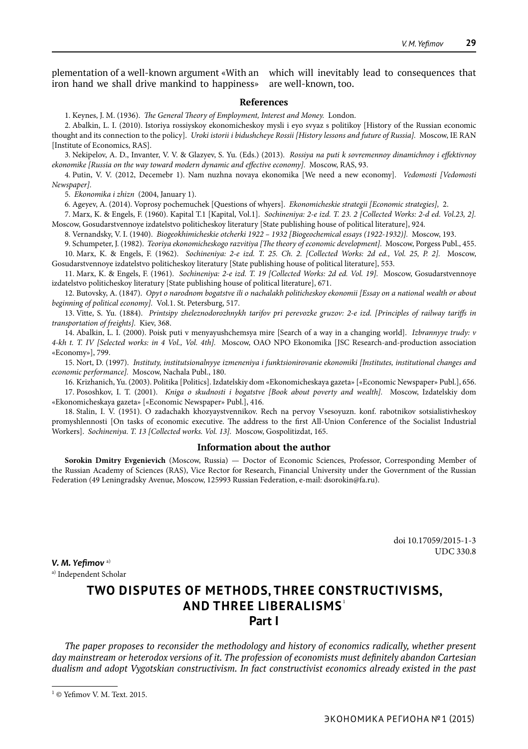plementation of a well-known argument «With an iron hand we shall drive mankind to happiness» which will inevitably lead to consequences that are well-known, too.

## References

1. Keynes, J. M. (1936). *The General Theory of Employment, Interest and Money.* London.

2. Abalkin, L. I. (2010). Istoriya rossiyskoy ekonomicheskoy mysli i eyo svyaz s politikoy [History of the Russian economic thought and its connection to the policy]. *Uroki istorii i bidushcheye Rossii [History lessons and future of Russia].* Moscow, IE RAN [Institute of Economics, RAS].

3. Nekipelov, A. D., Invanter, V. V. & Glazyev, S. Yu. (Eds.) (2013). *Rossiya na puti k sovremennoy dinamichnoy i effektivnoy ekonomike [Russia on the way toward modern dynamic and effective economy].* Moscow, RAS, 93.

4. Putin, V. V. (2012, Decemebr 1). Nam nuzhna novaya ekonomika [We need a new economy]. *Vedomosti [Vedomosti Newspaper].*

5. *Ekonomika i zhizn* (2004, January 1).

6. Ageyev, A. (2014). Voprosy pochemuchek [Questions of whyers]. *Ekonomicheskie strategii [Economic strategies],* 2.

7. Marx, K. & Engels, F. (1960). Kapital T.1 [Kapital, Vol.1]. *Sochineniya: 2-e izd. T. 23. 2 [Collected Works: 2-d ed. Vol.23, 2].* Moscow, Gosudarstvennoye izdatelstvo politicheskoy literatury [State publishing house of political literature], 924.

8. Vernandsky, V. I. (1940). *Biogeokhimicheskie otcherki 1922 – 1932 [Biogeochemical essays (1922-1932)].* Moscow, 193.

9. Schumpeter, J. (1982). *Teoriya ekonomicheskogo razvitiya [The theory of economic development].* Moscow, Porgess Publ., 455.

10. Marx, K. & Engels, F. (1962). *Sochineniya: 2-e izd. T. 25. Ch. 2. [Collected Works: 2d ed., Vol. 25, P. 2].* Moscow, Gosudarstvennoye izdatelstvo politicheskoy literatury [State publishing house of political literature], 553.

11. Marx, K. & Engels, F. (1961). *Sochineniya: 2-e izd. T. 19 [Collected Works: 2d ed. Vol. 19].* Moscow, Gosudarstvennoye izdatelstvo politicheskoy literatury [State publishing house of political literature], 671.

12. Butovsky, A. (1847). *Opyt o narodnom bogatstve ili o nachalakh politicheskoy ekonomii [Essay on a national wealth or about beginning of political economy].* Vol.1. St. Petersburg, 517.

13. Vitte, S. Yu. (1884). *Printsipy zheleznodorozhnykh tarifov pri perevozke gruzov: 2-e izd. [Principles of railway tariffs in transportation of freights].* Kiev, 368.

14. Abalkin, L. I. (2000). Poisk puti v menyayushchemsya mire [Search of a way in a changing world]. *Izbrannyye trudy: v 4-kh t. T. IV [Selected works: in 4 Vol., Vol. 4th].* Moscow, OAO NPO Ekonomika [JSC Research-and-production association «Economy»], 799.

15. Nort, D. (1997). *Instituty, institutsionalnyye izmeneniya i funktsionirovanie ekonomiki [Institutes, institutional changes and economic performance].* Moscow, Nachala Publ., 180.

16. Krizhanich, Yu. (2003). Politika [Politics]. Izdatelskiy dom «Ekonomicheskaya gazeta» [«Economic Newspaper» Publ.], 656.

17. Pososhkov, I. T. (2001). *Kniga o skudnosti i bogatstve [Book about poverty and wealth].* Moscow, Izdatelskiy dom «Ekonomicheskaya gazeta» [«Economic Newspaper» Publ.], 416.

18. Stalin, I. V. (1951). O zadachakh khozyaystvennikov. Rech na pervoy Vsesoyuzn. konf. rabotnikov sotsialistivheskoy promyshlennosti [On tasks of economic executive. The address to the first All-Union Conference of the Socialist Industrial Workers]. *Sochineniya. T. 13 [Collected works. Vol. 13].* Moscow, Gospolitizdat, 165.

## Information about the author

**Sorokin Dmitry Evgenievich** (Moscow, Russia) — Doctor of Economic Sciences, Professor, Corresponding Member of the Russian Academy of Sciences (RAS), Vice Rector for Research, Financial University under the Government of the Russian Federation (49 Leningradsky Avenue, Moscow, 125993 Russian Federation, e-mail: dsorokin@fa.ru).

doi 10.17059/2015-1-3
UDC 330.8

***V. M. Yefimov*** [a]

[a] Independent Scholar

# TWO DISPUTES OF METHODS, THREE CONSTRUCTIVISMS, AND THREE LIBERALISMS[1]

## Part I

*The paper proposes to reconsider the methodology and history of economics radically, whether present day mainstream or heterodox versions of it. The profession of economists must definitely abandon Cartesian dualism and adopt Vygotskian constructivism. In fact constructivist economics already existed in the past*

[1] © Yefimov V. M. Text. 2015.